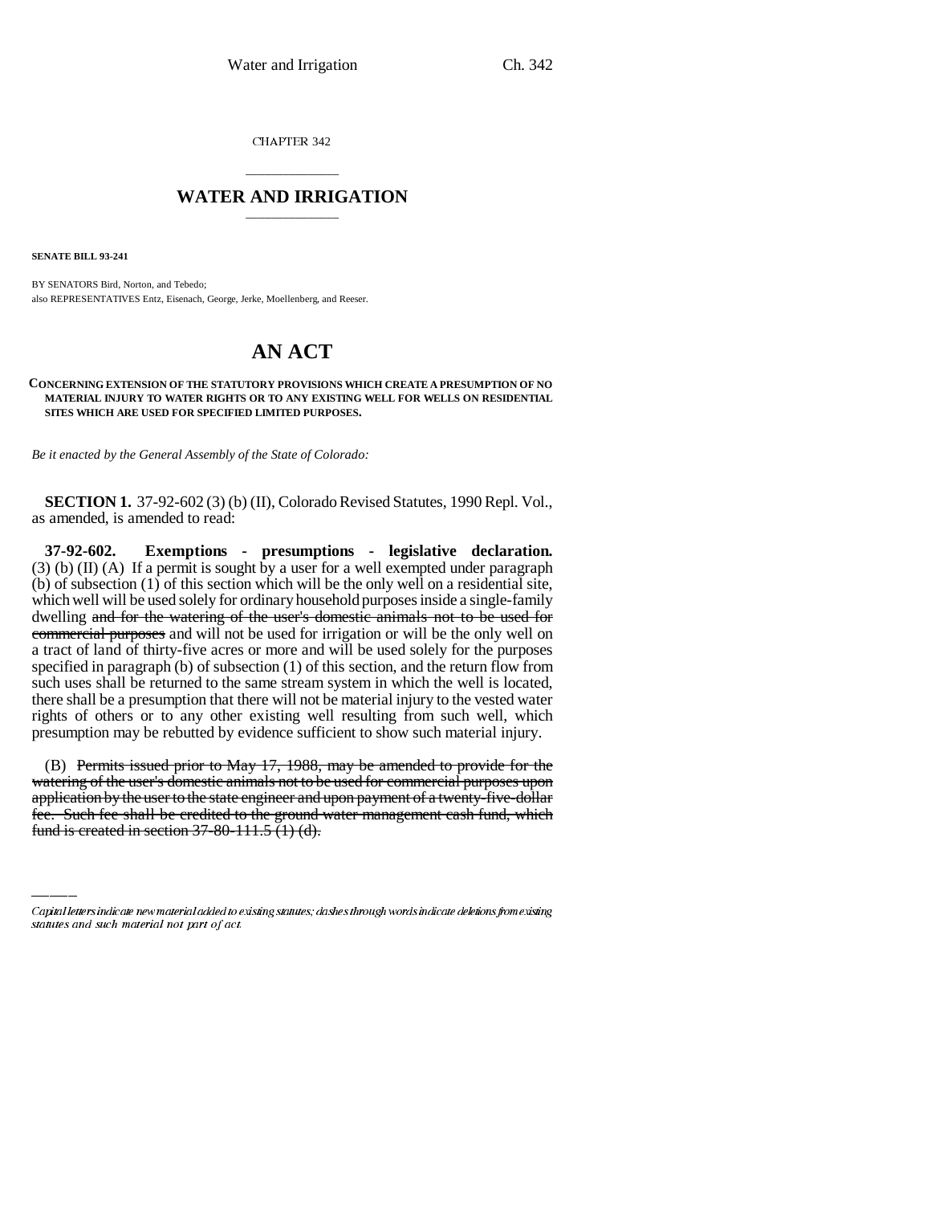CHAPTER 342

## WATER AND IRRIGATION

**SENATE BILL 93-241**

BY SENATORS Bird, Norton, and Tebedo;
also REPRESENTATIVES Entz, Eisenach, George, Jerke, Moellenberg, and Reeser.

# AN ACT

**CONCERNING EXTENSION OF THE STATUTORY PROVISIONS WHICH CREATE A PRESUMPTION OF NO MATERIAL INJURY TO WATER RIGHTS OR TO ANY EXISTING WELL FOR WELLS ON RESIDENTIAL SITES WHICH ARE USED FOR SPECIFIED LIMITED PURPOSES.**

*Be it enacted by the General Assembly of the State of Colorado:*

**SECTION 1.** 37-92-602 (3) (b) (II), Colorado Revised Statutes, 1990 Repl. Vol., as amended, is amended to read:

**37-92-602. Exemptions - presumptions - legislative declaration.** (3) (b) (II) (A) If a permit is sought by a user for a well exempted under paragraph (b) of subsection (1) of this section which will be the only well on a residential site, which well will be used solely for ordinary household purposes inside a single-family dwelling ~~and for the watering of the user's domestic animals not to be used for commercial purposes~~ and will not be used for irrigation or will be the only well on a tract of land of thirty-five acres or more and will be used solely for the purposes specified in paragraph (b) of subsection (1) of this section, and the return flow from such uses shall be returned to the same stream system in which the well is located, there shall be a presumption that there will not be material injury to the vested water rights of others or to any other existing well resulting from such well, which presumption may be rebutted by evidence sufficient to show such material injury.

(B) ~~Permits issued prior to May 17, 1988, may be amended to provide for the watering of the user's domestic animals not to be used for commercial purposes upon application by the user to the state engineer and upon payment of a twenty-five-dollar fee. Such fee shall be credited to the ground water management cash fund, which fund is created in section 37-80-111.5 (1) (d).~~

Capital letters indicate new material added to existing statutes; dashes through words indicate deletions from existing statutes and such material not part of act.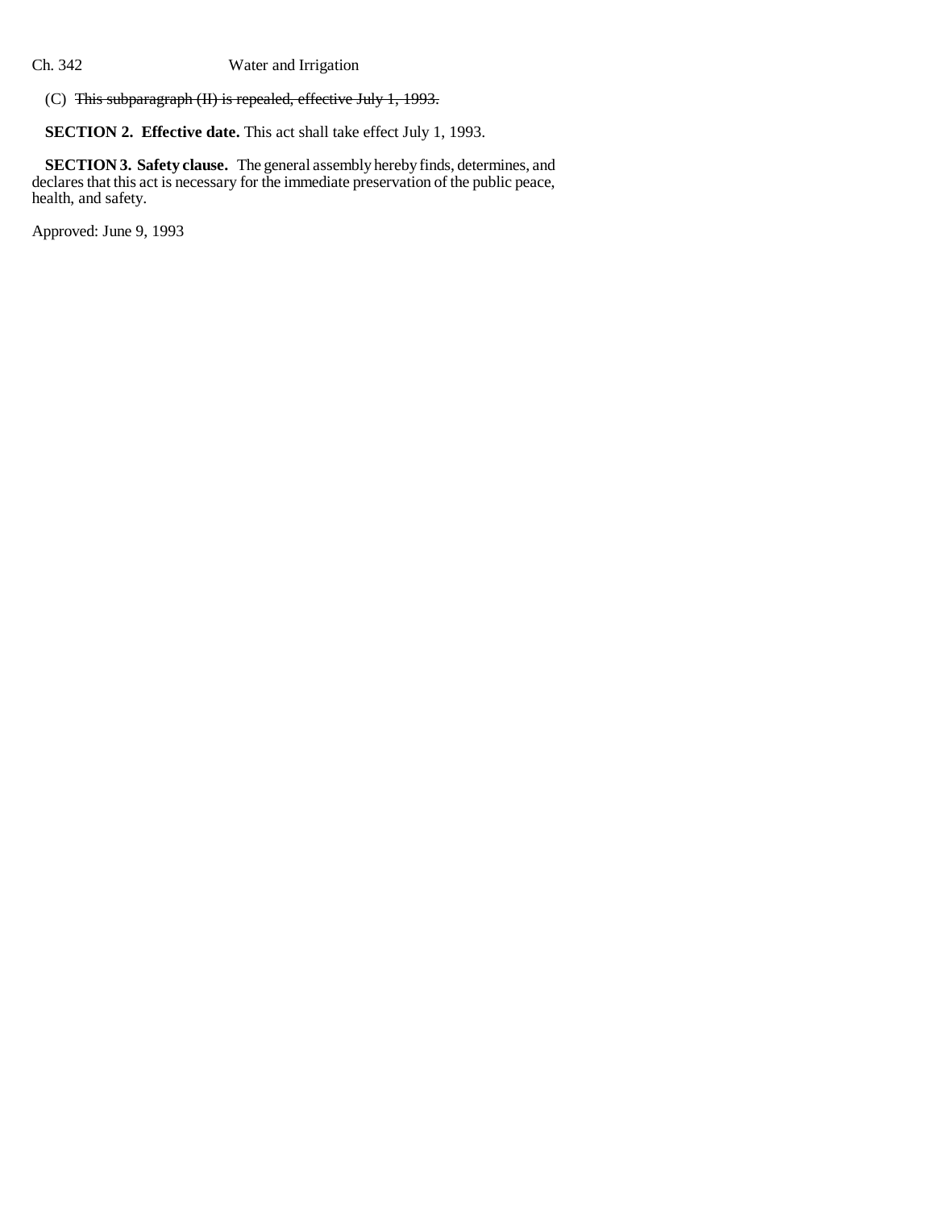(C) ~~This subparagraph (II) is repealed, effective July 1, 1993.~~

**SECTION 2. Effective date.** This act shall take effect July 1, 1993.

**SECTION 3. Safety clause.** The general assembly hereby finds, determines, and declares that this act is necessary for the immediate preservation of the public peace, health, and safety.

Approved: June 9, 1993